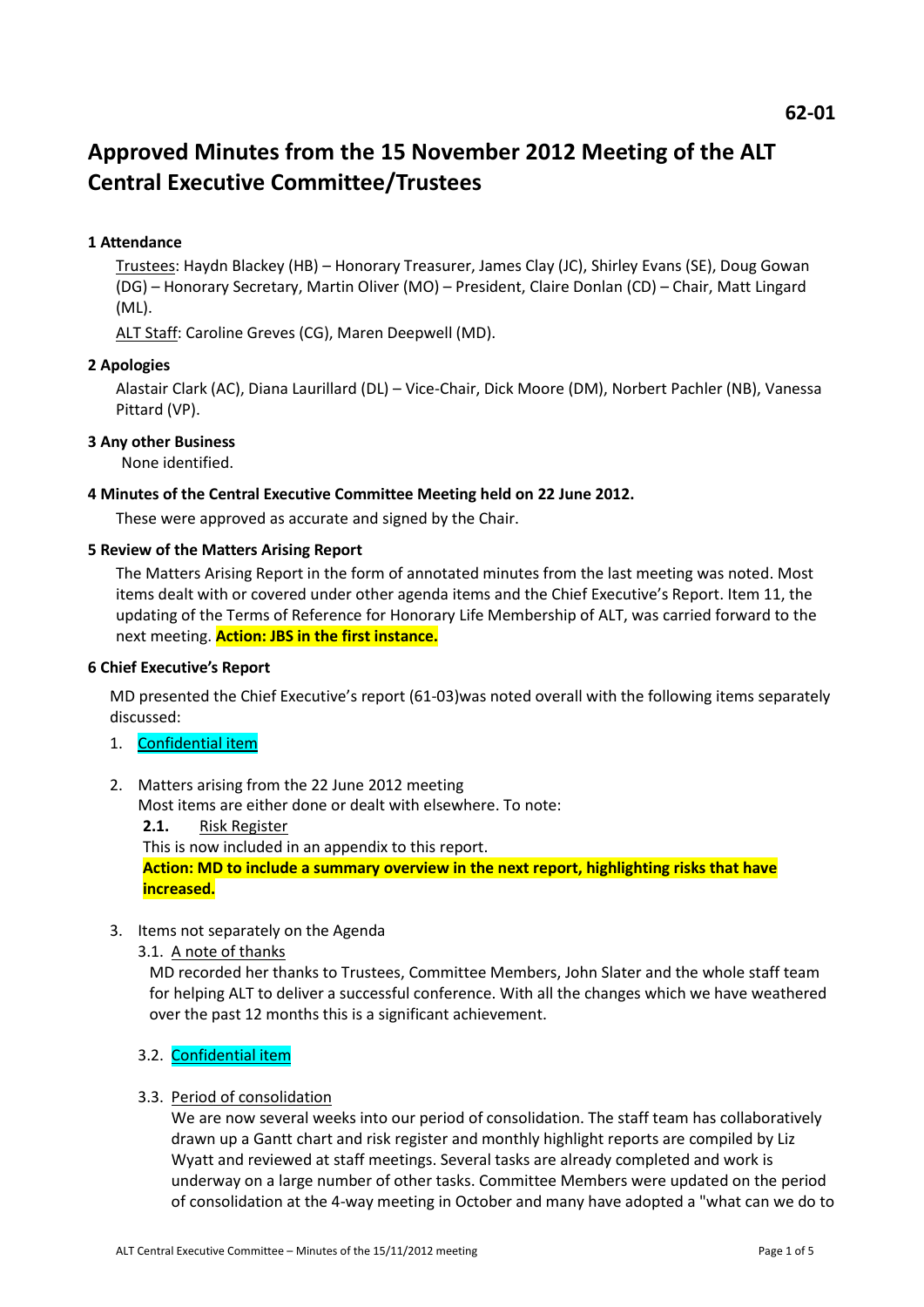62-01

# Approved Minutes from the 15 November 2012 Meeting of the ALT Central Executive Committee/Trustees

### 1 Attendance

Trustees: Haydn Blackey (HB) – Honorary Treasurer, James Clay (JC), Shirley Evans (SE), Doug Gowan (DG) – Honorary Secretary, Martin Oliver (MO) – President, Claire Donlan (CD) – Chair, Matt Lingard (ML).

ALT Staff: Caroline Greves (CG), Maren Deepwell (MD).

### 2 Apologies

Alastair Clark (AC), Diana Laurillard (DL) – Vice-Chair, Dick Moore (DM), Norbert Pachler (NB), Vanessa Pittard (VP).

### 3 Any other Business

None identified.

### 4 Minutes of the Central Executive Committee Meeting held on 22 June 2012.

These were approved as accurate and signed by the Chair.

### 5 Review of the Matters Arising Report

The Matters Arising Report in the form of annotated minutes from the last meeting was noted. Most items dealt with or covered under other agenda items and the Chief Executive's Report. Item 11, the updating of the Terms of Reference for Honorary Life Membership of ALT, was carried forward to the next meeting. **Action: JBS in the first instance.**

### 6 Chief Executive's Report

MD presented the Chief Executive's report (61-03)was noted overall with the following items separately discussed:

1. Confidential item

2. Matters arising from the 22 June 2012 meeting
   Most items are either done or dealt with elsewhere. To note:
   **2.1.** Risk Register
   This is now included in an appendix to this report.
   **Action: MD to include a summary overview in the next report, highlighting risks that have increased.**

3. Items not separately on the Agenda
   3.1. A note of thanks
   MD recorded her thanks to Trustees, Committee Members, John Slater and the whole staff team for helping ALT to deliver a successful conference. With all the changes which we have weathered over the past 12 months this is a significant achievement.

   3.2. Confidential item

   3.3. Period of consolidation
   We are now several weeks into our period of consolidation. The staff team has collaboratively drawn up a Gantt chart and risk register and monthly highlight reports are compiled by Liz Wyatt and reviewed at staff meetings. Several tasks are already completed and work is underway on a large number of other tasks. Committee Members were updated on the period of consolidation at the 4-way meeting in October and many have adopted a "what can we do to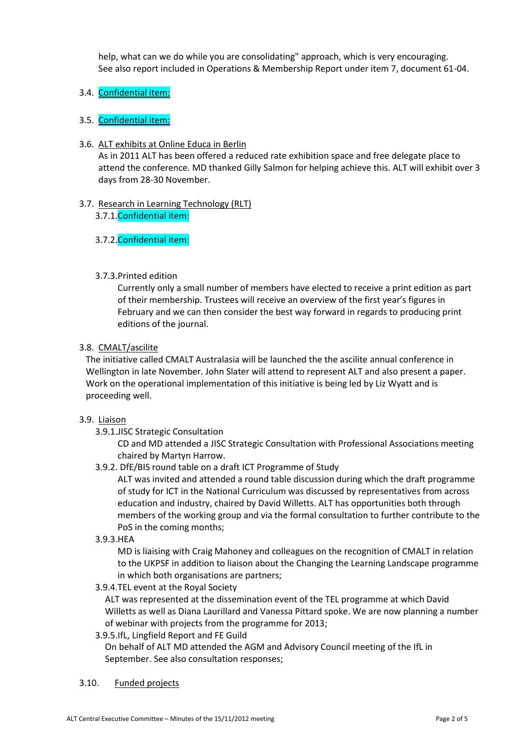help, what can we do while you are consolidating" approach, which is very encouraging. See also report included in Operations & Membership Report under item 7, document 61-04.

3.4. Confidential item:

3.5. Confidential item:

3.6. ALT exhibits at Online Educa in Berlin

As in 2011 ALT has been offered a reduced rate exhibition space and free delegate place to attend the conference. MD thanked Gilly Salmon for helping achieve this. ALT will exhibit over 3 days from 28-30 November.

3.7. Research in Learning Technology (RLT)

3.7.1. Confidential item:

3.7.2. Confidential item:

3.7.3. Printed edition

Currently only a small number of members have elected to receive a print edition as part of their membership. Trustees will receive an overview of the first year's figures in February and we can then consider the best way forward in regards to producing print editions of the journal.

3.8. CMALT/ascilite

The initiative called CMALT Australasia will be launched the the ascilite annual conference in Wellington in late November. John Slater will attend to represent ALT and also present a paper. Work on the operational implementation of this initiative is being led by Liz Wyatt and is proceeding well.

3.9. Liaison

3.9.1. JISC Strategic Consultation

CD and MD attended a JISC Strategic Consultation with Professional Associations meeting chaired by Martyn Harrow.

3.9.2. DfE/BIS round table on a draft ICT Programme of Study

ALT was invited and attended a round table discussion during which the draft programme of study for ICT in the National Curriculum was discussed by representatives from across education and industry, chaired by David Willetts. ALT has opportunities both through members of the working group and via the formal consultation to further contribute to the PoS in the coming months;

3.9.3. HEA

MD is liaising with Craig Mahoney and colleagues on the recognition of CMALT in relation to the UKPSF in addition to liaison about the Changing the Learning Landscape programme in which both organisations are partners;

3.9.4. TEL event at the Royal Society

ALT was represented at the dissemination event of the TEL programme at which David Willetts as well as Diana Laurillard and Vanessa Pittard spoke. We are now planning a number of webinar with projects from the programme for 2013;

3.9.5. IfL, Lingfield Report and FE Guild

On behalf of ALT MD attended the AGM and Advisory Council meeting of the IfL in September. See also consultation responses;

3.10. Funded projects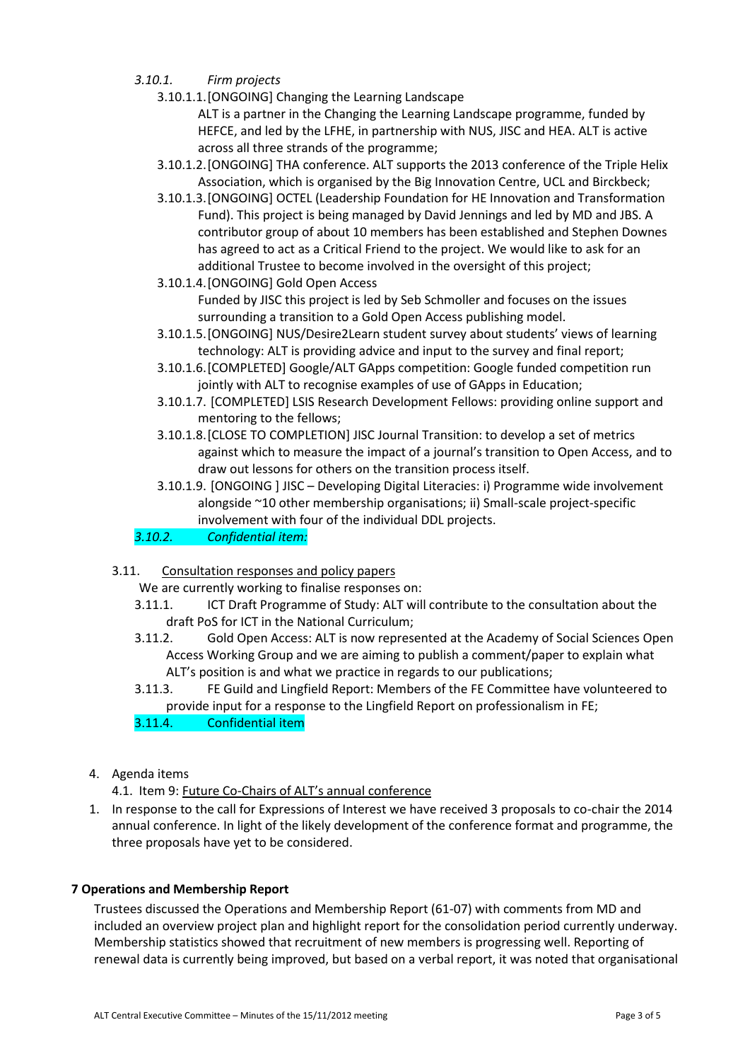*3.10.1. Firm projects*

3.10.1.1. [ONGOING] Changing the Learning Landscape
ALT is a partner in the Changing the Learning Landscape programme, funded by HEFCE, and led by the LFHE, in partnership with NUS, JISC and HEA. ALT is active across all three strands of the programme;

3.10.1.2. [ONGOING] THA conference. ALT supports the 2013 conference of the Triple Helix Association, which is organised by the Big Innovation Centre, UCL and Birckbeck;

3.10.1.3. [ONGOING] OCTEL (Leadership Foundation for HE Innovation and Transformation Fund). This project is being managed by David Jennings and led by MD and JBS. A contributor group of about 10 members has been established and Stephen Downes has agreed to act as a Critical Friend to the project. We would like to ask for an additional Trustee to become involved in the oversight of this project;

3.10.1.4. [ONGOING] Gold Open Access
Funded by JISC this project is led by Seb Schmoller and focuses on the issues surrounding a transition to a Gold Open Access publishing model.

3.10.1.5. [ONGOING] NUS/Desire2Learn student survey about students' views of learning technology: ALT is providing advice and input to the survey and final report;

3.10.1.6. [COMPLETED] Google/ALT GApps competition: Google funded competition run jointly with ALT to recognise examples of use of GApps in Education;

3.10.1.7. [COMPLETED] LSIS Research Development Fellows: providing online support and mentoring to the fellows;

3.10.1.8. [CLOSE TO COMPLETION] JISC Journal Transition: to develop a set of metrics against which to measure the impact of a journal's transition to Open Access, and to draw out lessons for others on the transition process itself.

3.10.1.9. [ONGOING ] JISC – Developing Digital Literacies: i) Programme wide involvement alongside ~10 other membership organisations; ii) Small-scale project-specific involvement with four of the individual DDL projects.

*3.10.2. Confidential item:*

3.11. Consultation responses and policy papers

We are currently working to finalise responses on:

3.11.1. ICT Draft Programme of Study: ALT will contribute to the consultation about the draft PoS for ICT in the National Curriculum;

3.11.2. Gold Open Access: ALT is now represented at the Academy of Social Sciences Open Access Working Group and we are aiming to publish a comment/paper to explain what ALT's position is and what we practice in regards to our publications;

3.11.3. FE Guild and Lingfield Report: Members of the FE Committee have volunteered to provide input for a response to the Lingfield Report on professionalism in FE;

3.11.4. Confidential item

4. Agenda items

4.1. Item 9: Future Co-Chairs of ALT's annual conference

1. In response to the call for Expressions of Interest we have received 3 proposals to co-chair the 2014 annual conference. In light of the likely development of the conference format and programme, the three proposals have yet to be considered.

**7 Operations and Membership Report**

Trustees discussed the Operations and Membership Report (61-07) with comments from MD and included an overview project plan and highlight report for the consolidation period currently underway. Membership statistics showed that recruitment of new members is progressing well. Reporting of renewal data is currently being improved, but based on a verbal report, it was noted that organisational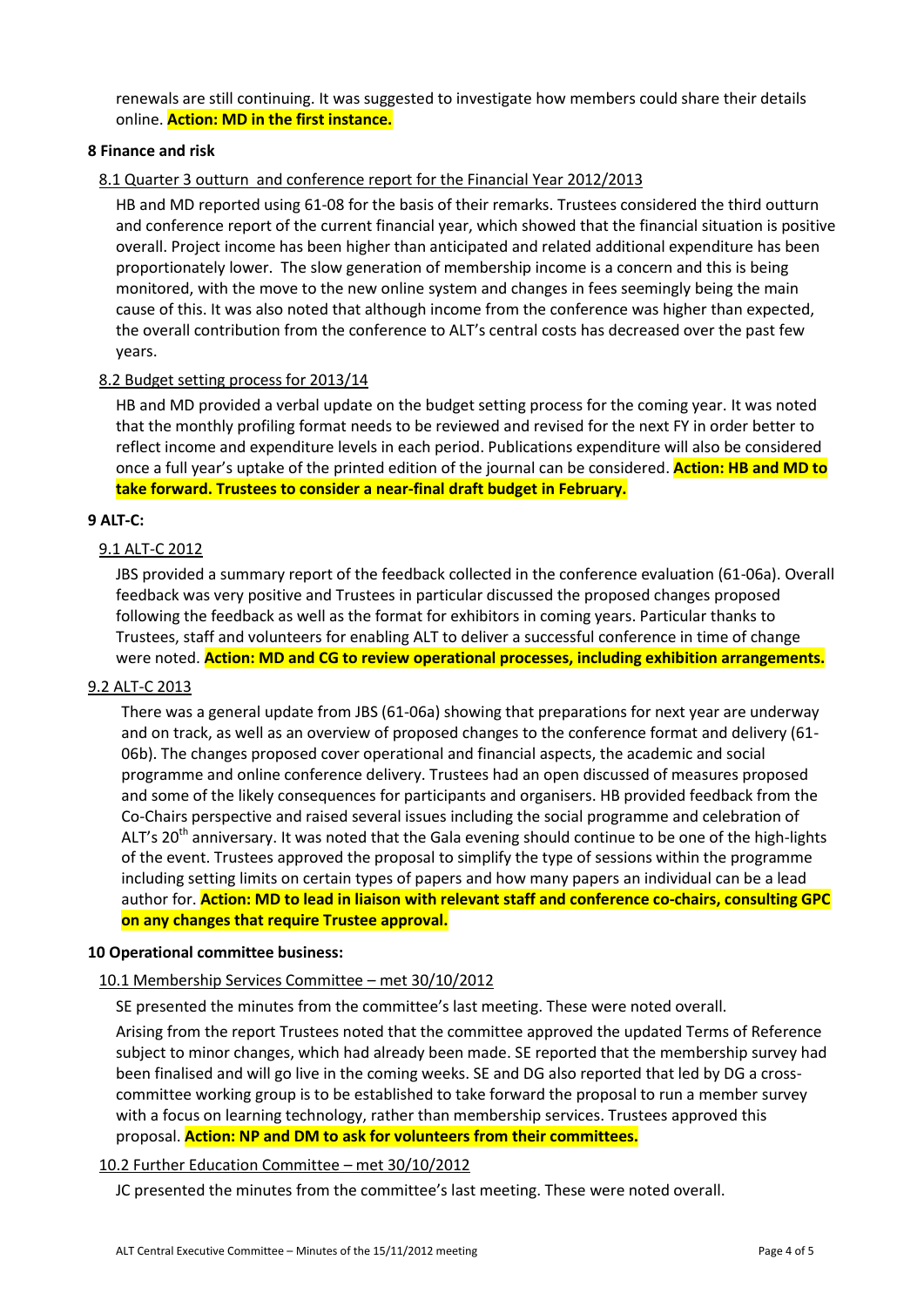renewals are still continuing. It was suggested to investigate how members could share their details online. **Action: MD in the first instance.**

**8 Finance and risk**

8.1 Quarter 3 outturn and conference report for the Financial Year 2012/2013

HB and MD reported using 61-08 for the basis of their remarks. Trustees considered the third outturn and conference report of the current financial year, which showed that the financial situation is positive overall. Project income has been higher than anticipated and related additional expenditure has been proportionately lower. The slow generation of membership income is a concern and this is being monitored, with the move to the new online system and changes in fees seemingly being the main cause of this. It was also noted that although income from the conference was higher than expected, the overall contribution from the conference to ALT's central costs has decreased over the past few years.

8.2 Budget setting process for 2013/14

HB and MD provided a verbal update on the budget setting process for the coming year. It was noted that the monthly profiling format needs to be reviewed and revised for the next FY in order better to reflect income and expenditure levels in each period. Publications expenditure will also be considered once a full year's uptake of the printed edition of the journal can be considered. **Action: HB and MD to take forward. Trustees to consider a near-final draft budget in February.**

**9 ALT-C:**

9.1 ALT-C 2012

JBS provided a summary report of the feedback collected in the conference evaluation (61-06a). Overall feedback was very positive and Trustees in particular discussed the proposed changes proposed following the feedback as well as the format for exhibitors in coming years. Particular thanks to Trustees, staff and volunteers for enabling ALT to deliver a successful conference in time of change were noted. **Action: MD and CG to review operational processes, including exhibition arrangements.**

9.2 ALT-C 2013

There was a general update from JBS (61-06a) showing that preparations for next year are underway and on track, as well as an overview of proposed changes to the conference format and delivery (61-06b). The changes proposed cover operational and financial aspects, the academic and social programme and online conference delivery. Trustees had an open discussed of measures proposed and some of the likely consequences for participants and organisers. HB provided feedback from the Co-Chairs perspective and raised several issues including the social programme and celebration of ALT's 20th anniversary. It was noted that the Gala evening should continue to be one of the high-lights of the event. Trustees approved the proposal to simplify the type of sessions within the programme including setting limits on certain types of papers and how many papers an individual can be a lead author for. **Action: MD to lead in liaison with relevant staff and conference co-chairs, consulting GPC on any changes that require Trustee approval.**

**10 Operational committee business:**

10.1 Membership Services Committee – met 30/10/2012

SE presented the minutes from the committee's last meeting. These were noted overall.

Arising from the report Trustees noted that the committee approved the updated Terms of Reference subject to minor changes, which had already been made. SE reported that the membership survey had been finalised and will go live in the coming weeks. SE and DG also reported that led by DG a cross-committee working group is to be established to take forward the proposal to run a member survey with a focus on learning technology, rather than membership services. Trustees approved this proposal. **Action: NP and DM to ask for volunteers from their committees.**

10.2 Further Education Committee – met 30/10/2012

JC presented the minutes from the committee's last meeting. These were noted overall.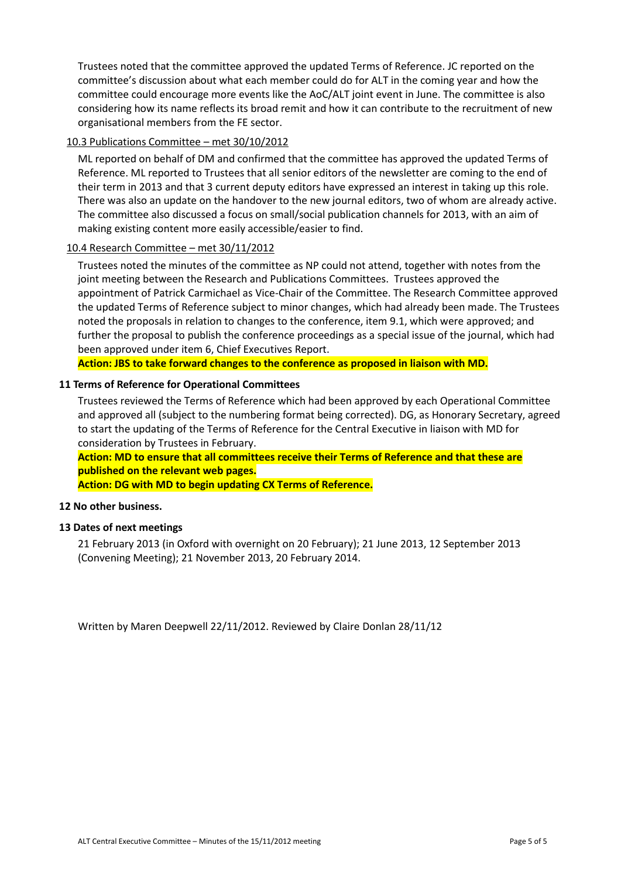Trustees noted that the committee approved the updated Terms of Reference. JC reported on the committee's discussion about what each member could do for ALT in the coming year and how the committee could encourage more events like the AoC/ALT joint event in June. The committee is also considering how its name reflects its broad remit and how it can contribute to the recruitment of new organisational members from the FE sector.

10.3 Publications Committee – met 30/10/2012

ML reported on behalf of DM and confirmed that the committee has approved the updated Terms of Reference. ML reported to Trustees that all senior editors of the newsletter are coming to the end of their term in 2013 and that 3 current deputy editors have expressed an interest in taking up this role. There was also an update on the handover to the new journal editors, two of whom are already active. The committee also discussed a focus on small/social publication channels for 2013, with an aim of making existing content more easily accessible/easier to find.

10.4 Research Committee – met 30/11/2012

Trustees noted the minutes of the committee as NP could not attend, together with notes from the joint meeting between the Research and Publications Committees. Trustees approved the appointment of Patrick Carmichael as Vice-Chair of the Committee. The Research Committee approved the updated Terms of Reference subject to minor changes, which had already been made. The Trustees noted the proposals in relation to changes to the conference, item 9.1, which were approved; and further the proposal to publish the conference proceedings as a special issue of the journal, which had been approved under item 6, Chief Executives Report.

**Action: JBS to take forward changes to the conference as proposed in liaison with MD.**

**11 Terms of Reference for Operational Committees**

Trustees reviewed the Terms of Reference which had been approved by each Operational Committee and approved all (subject to the numbering format being corrected). DG, as Honorary Secretary, agreed to start the updating of the Terms of Reference for the Central Executive in liaison with MD for consideration by Trustees in February.

**Action: MD to ensure that all committees receive their Terms of Reference and that these are published on the relevant web pages.**

**Action: DG with MD to begin updating CX Terms of Reference.**

**12 No other business.**

**13 Dates of next meetings**

21 February 2013 (in Oxford with overnight on 20 February); 21 June 2013, 12 September 2013 (Convening Meeting); 21 November 2013, 20 February 2014.

Written by Maren Deepwell 22/11/2012. Reviewed by Claire Donlan 28/11/12